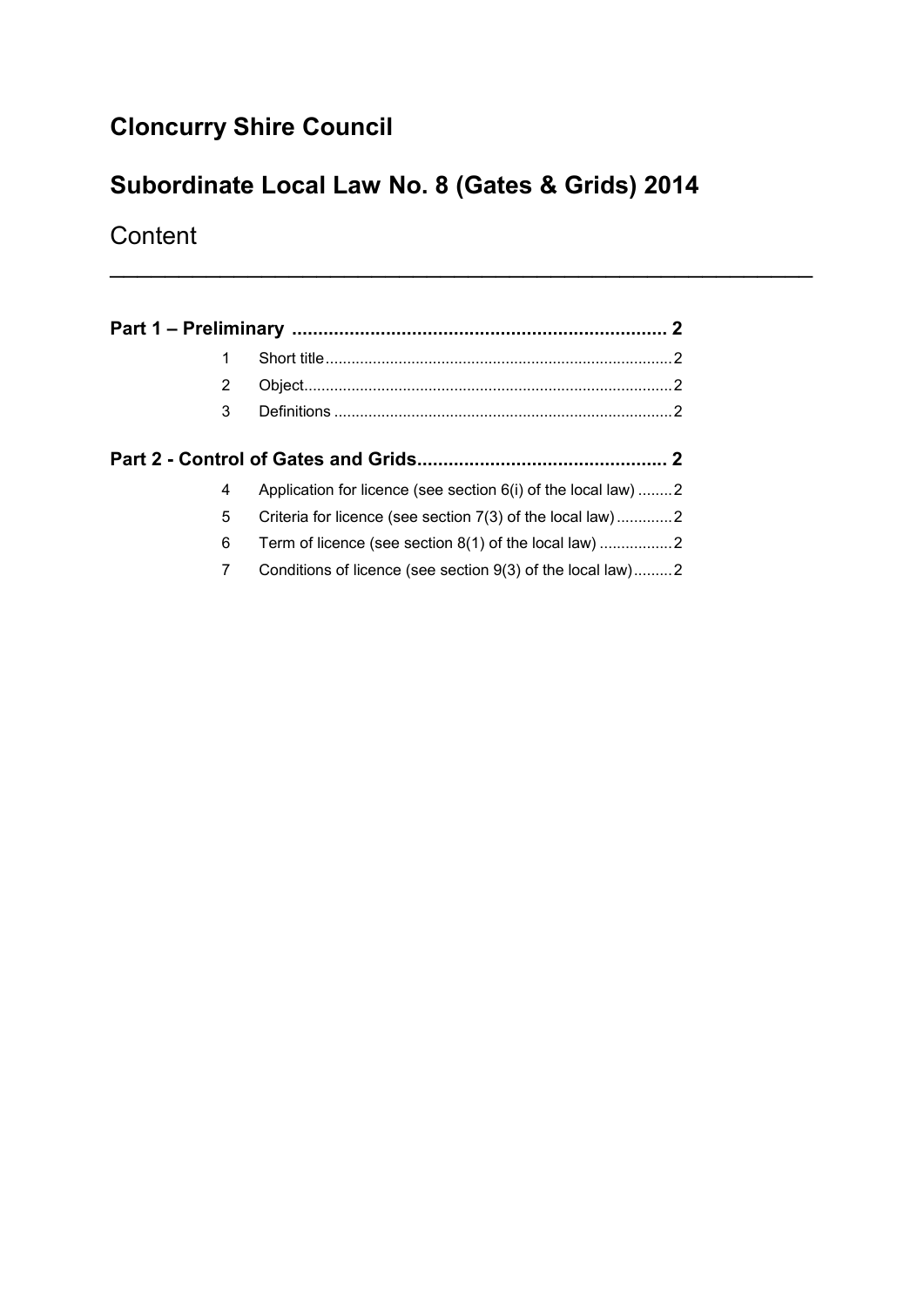# Cloncurry Shire Council

## Subordinate Local Law No. 8 (Gates & Grids) 2014

Content

---

**Part 1 – Preliminary ........................................................................ 2**

1 Short title ................................................................................ 2

2 Object ..................................................................................... 2

3 Definitions .............................................................................. 2

**Part 2 - Control of Gates and Grids ................................................ 2**

4 Application for licence (see section 6(i) of the local law) ........ 2

5 Criteria for licence (see section 7(3) of the local law) ............. 2

6 Term of licence (see section 8(1) of the local law) ................. 2

7 Conditions of licence (see section 9(3) of the local law) ......... 2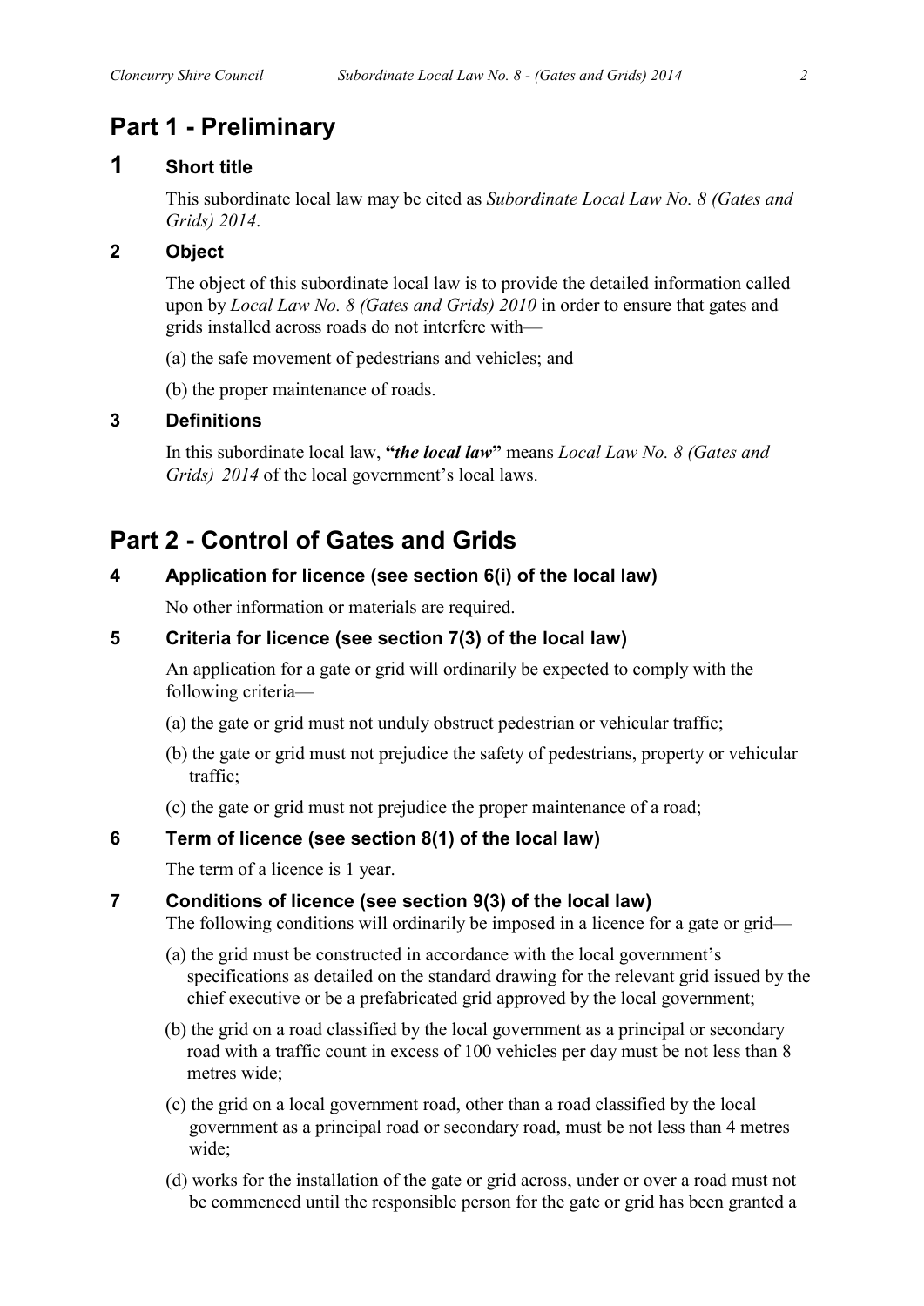# Part 1 - Preliminary

## 1 Short title

This subordinate local law may be cited as *Subordinate Local Law No. 8 (Gates and Grids) 2014*.

### 2 Object

The object of this subordinate local law is to provide the detailed information called upon by *Local Law No. 8 (Gates and Grids) 2010* in order to ensure that gates and grids installed across roads do not interfere with—

(a) the safe movement of pedestrians and vehicles; and

(b) the proper maintenance of roads.

### 3 Definitions

In this subordinate local law, **"*the local law*"** means *Local Law No. 8 (Gates and Grids) 2014* of the local government's local laws.

# Part 2 - Control of Gates and Grids

### 4 Application for licence (see section 6(i) of the local law)

No other information or materials are required.

### 5 Criteria for licence (see section 7(3) of the local law)

An application for a gate or grid will ordinarily be expected to comply with the following criteria—

(a) the gate or grid must not unduly obstruct pedestrian or vehicular traffic;

(b) the gate or grid must not prejudice the safety of pedestrians, property or vehicular traffic;

(c) the gate or grid must not prejudice the proper maintenance of a road;

### 6 Term of licence (see section 8(1) of the local law)

The term of a licence is 1 year.

### 7 Conditions of licence (see section 9(3) of the local law)

The following conditions will ordinarily be imposed in a licence for a gate or grid—

(a) the grid must be constructed in accordance with the local government's specifications as detailed on the standard drawing for the relevant grid issued by the chief executive or be a prefabricated grid approved by the local government;

(b) the grid on a road classified by the local government as a principal or secondary road with a traffic count in excess of 100 vehicles per day must be not less than 8 metres wide;

(c) the grid on a local government road, other than a road classified by the local government as a principal road or secondary road, must be not less than 4 metres wide;

(d) works for the installation of the gate or grid across, under or over a road must not be commenced until the responsible person for the gate or grid has been granted a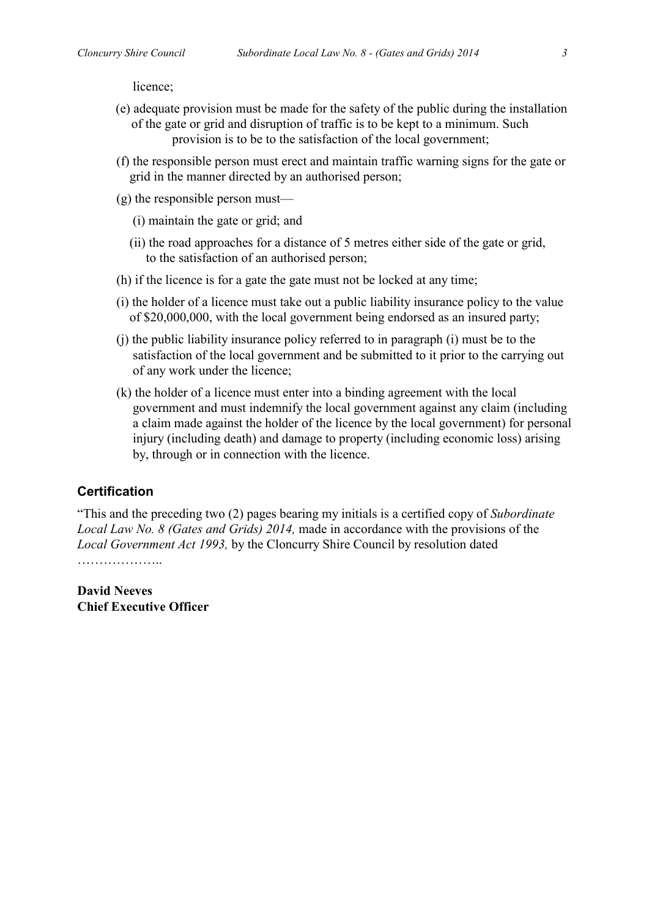licence;

(e) adequate provision must be made for the safety of the public during the installation of the gate or grid and disruption of traffic is to be kept to a minimum. Such provision is to be to the satisfaction of the local government;

(f) the responsible person must erect and maintain traffic warning signs for the gate or grid in the manner directed by an authorised person;

(g) the responsible person must—

(i) maintain the gate or grid; and

(ii) the road approaches for a distance of 5 metres either side of the gate or grid, to the satisfaction of an authorised person;

(h) if the licence is for a gate the gate must not be locked at any time;

(i) the holder of a licence must take out a public liability insurance policy to the value of $20,000,000, with the local government being endorsed as an insured party;

(j) the public liability insurance policy referred to in paragraph (i) must be to the satisfaction of the local government and be submitted to it prior to the carrying out of any work under the licence;

(k) the holder of a licence must enter into a binding agreement with the local government and must indemnify the local government against any claim (including a claim made against the holder of the licence by the local government) for personal injury (including death) and damage to property (including economic loss) arising by, through or in connection with the licence.

### Certification

"This and the preceding two (2) pages bearing my initials is a certified copy of *Subordinate Local Law No. 8 (Gates and Grids) 2014,* made in accordance with the provisions of the *Local Government Act 1993,* by the Cloncurry Shire Council by resolution dated ………………..

**David Neeves**
**Chief Executive Officer**